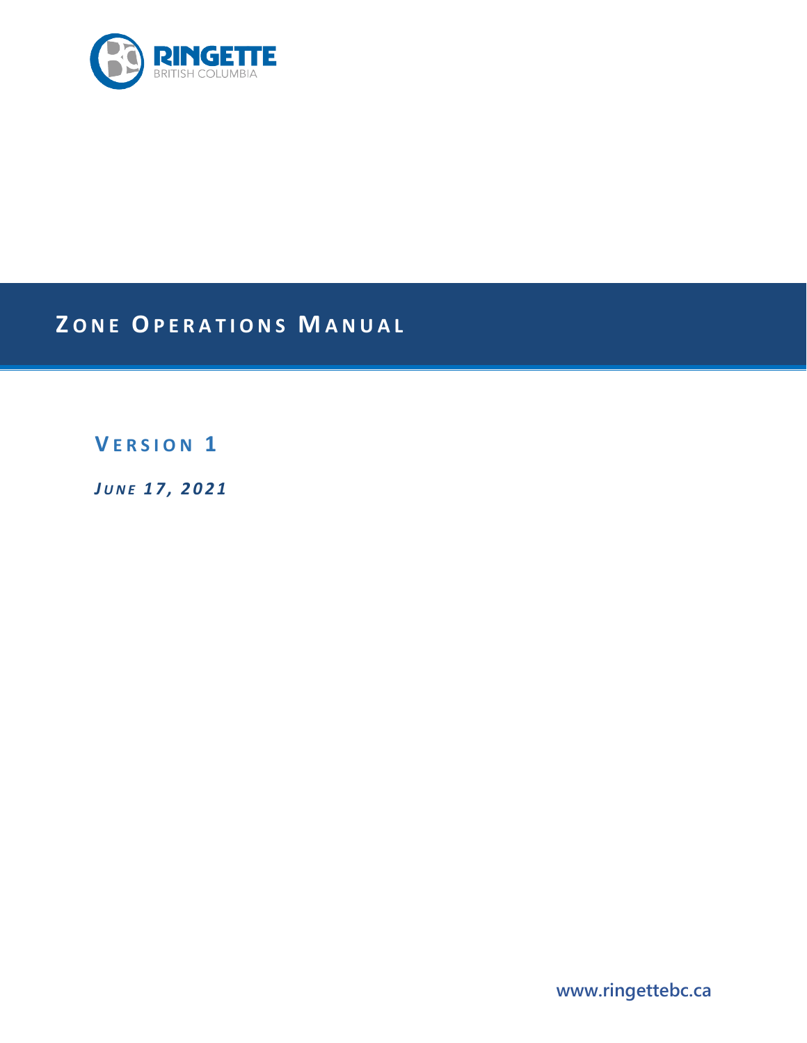RINGETTE
BRITISH COLUMBIA

# ZONE OPERATIONS MANUAL

## VERSION 1

*JUNE 17, 2021*

www.ringettebc.ca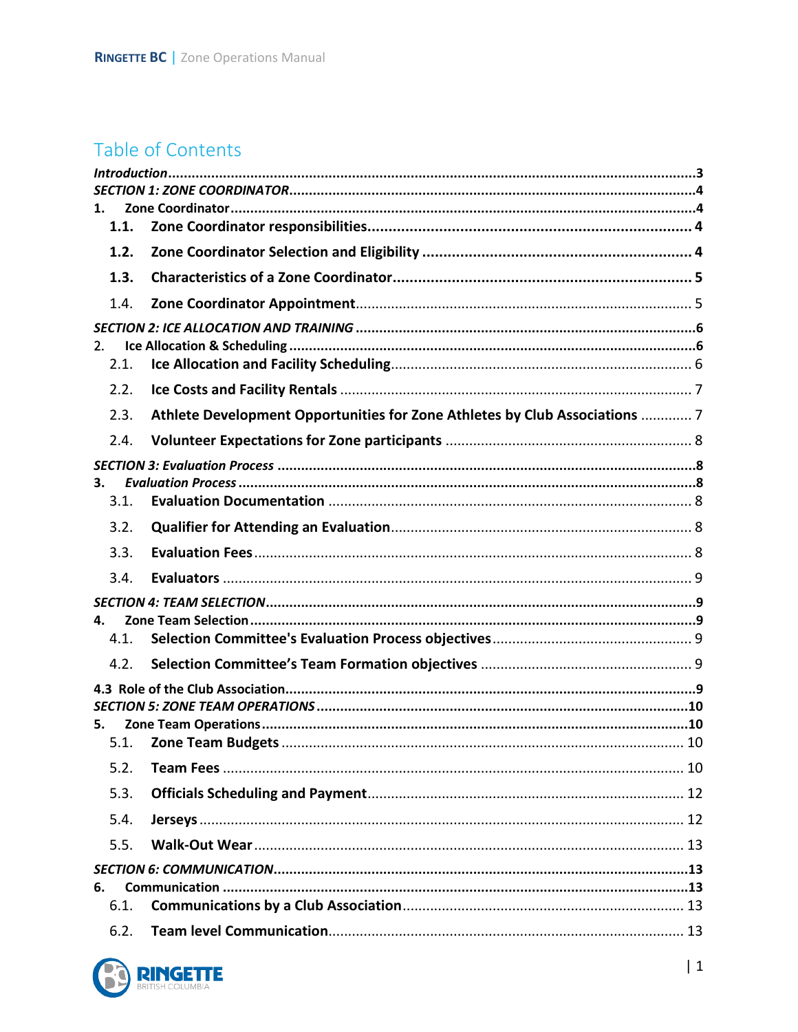## Table of Contents

*Introduction* ........................................ 3

*SECTION 1: ZONE COORDINATOR* ........................................ 4

1. Zone Coordinator ........................................ 4
   - 1.1. Zone Coordinator responsibilities ........................................ 4
   - 1.2. Zone Coordinator Selection and Eligibility ........................................ 4
   - 1.3. Characteristics of a Zone Coordinator ........................................ 5
   - 1.4. Zone Coordinator Appointment ........................................ 5

*SECTION 2: ICE ALLOCATION AND TRAINING* ........................................ 6

2. Ice Allocation & Scheduling ........................................ 6
   - 2.1. Ice Allocation and Facility Scheduling ........................................ 6
   - 2.2. Ice Costs and Facility Rentals ........................................ 7
   - 2.3. Athlete Development Opportunities for Zone Athletes by Club Associations ........................................ 7
   - 2.4. Volunteer Expectations for Zone participants ........................................ 8

*SECTION 3: Evaluation Process* ........................................ 8

3. *Evaluation Process* ........................................ 8
   - 3.1. Evaluation Documentation ........................................ 8
   - 3.2. Qualifier for Attending an Evaluation ........................................ 8
   - 3.3. Evaluation Fees ........................................ 8
   - 3.4. Evaluators ........................................ 9

*SECTION 4: TEAM SELECTION* ........................................ 9

4. Zone Team Selection ........................................ 9
   - 4.1. Selection Committee's Evaluation Process objectives ........................................ 9
   - 4.2. Selection Committee's Team Formation objectives ........................................ 9

4.3 Role of the Club Association ........................................ 9

*SECTION 5: ZONE TEAM OPERATIONS* ........................................ 10

5. Zone Team Operations ........................................ 10
   - 5.1. Zone Team Budgets ........................................ 10
   - 5.2. Team Fees ........................................ 10
   - 5.3. Officials Scheduling and Payment ........................................ 12
   - 5.4. Jerseys ........................................ 12
   - 5.5. Walk-Out Wear ........................................ 13

*SECTION 6: COMMUNICATION* ........................................ 13

6. Communication ........................................ 13
   - 6.1. Communications by a Club Association ........................................ 13
   - 6.2. Team level Communication ........................................ 13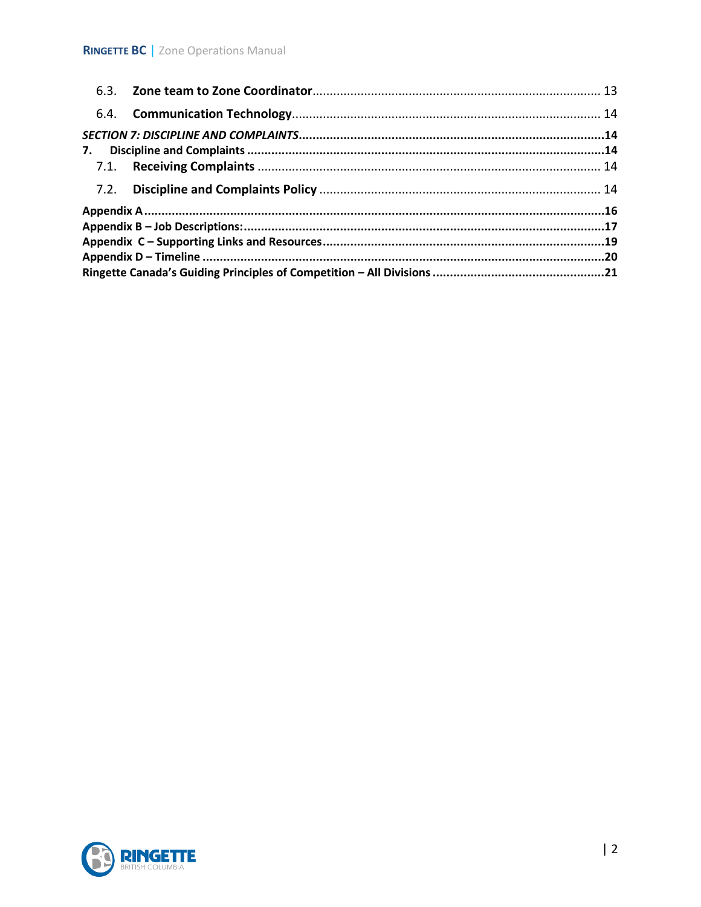6.3. **Zone team to Zone Coordinator** .......... 13

6.4. **Communication Technology** .......... 14

***SECTION 7: DISCIPLINE AND COMPLAINTS*** .......... **14**

**7. Discipline and Complaints** .......... **14**

7.1. **Receiving Complaints** .......... 14

7.2. **Discipline and Complaints Policy** .......... 14

**Appendix A** .......... **16**

**Appendix B – Job Descriptions:** .......... **17**

**Appendix C – Supporting Links and Resources** .......... **19**

**Appendix D – Timeline** .......... **20**

**Ringette Canada's Guiding Principles of Competition – All Divisions** .......... **21**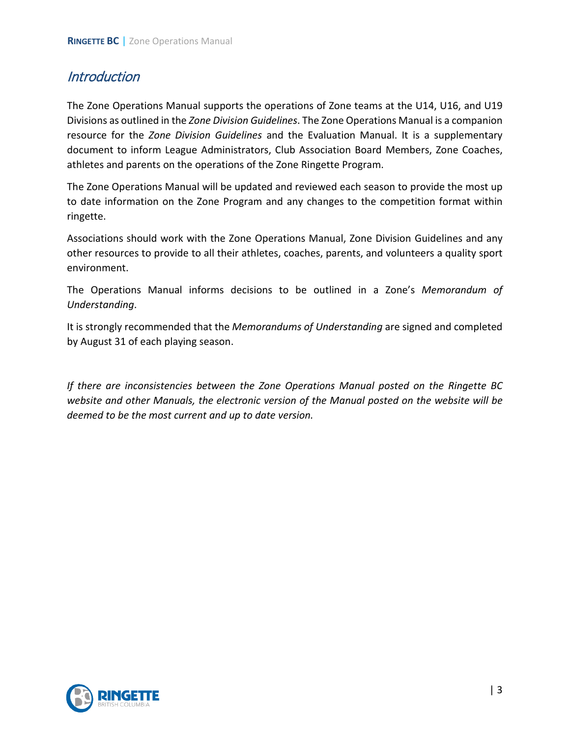## *Introduction*

The Zone Operations Manual supports the operations of Zone teams at the U14, U16, and U19 Divisions as outlined in the *Zone Division Guidelines*. The Zone Operations Manual is a companion resource for the *Zone Division Guidelines* and the Evaluation Manual. It is a supplementary document to inform League Administrators, Club Association Board Members, Zone Coaches, athletes and parents on the operations of the Zone Ringette Program.

The Zone Operations Manual will be updated and reviewed each season to provide the most up to date information on the Zone Program and any changes to the competition format within ringette.

Associations should work with the Zone Operations Manual, Zone Division Guidelines and any other resources to provide to all their athletes, coaches, parents, and volunteers a quality sport environment.

The Operations Manual informs decisions to be outlined in a Zone's *Memorandum of Understanding*.

It is strongly recommended that the *Memorandums of Understanding* are signed and completed by August 31 of each playing season.

*If there are inconsistencies between the Zone Operations Manual posted on the Ringette BC website and other Manuals, the electronic version of the Manual posted on the website will be deemed to be the most current and up to date version.*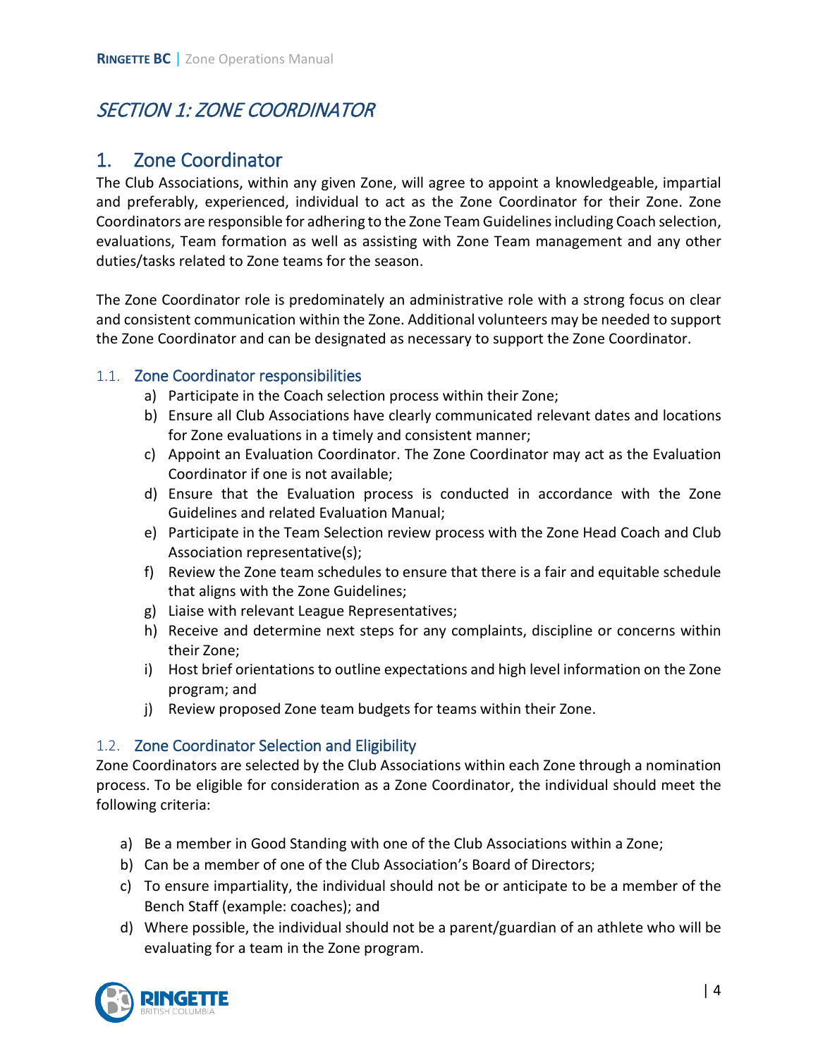# SECTION 1: ZONE COORDINATOR

## 1. Zone Coordinator

The Club Associations, within any given Zone, will agree to appoint a knowledgeable, impartial and preferably, experienced, individual to act as the Zone Coordinator for their Zone. Zone Coordinators are responsible for adhering to the Zone Team Guidelines including Coach selection, evaluations, Team formation as well as assisting with Zone Team management and any other duties/tasks related to Zone teams for the season.

The Zone Coordinator role is predominately an administrative role with a strong focus on clear and consistent communication within the Zone. Additional volunteers may be needed to support the Zone Coordinator and can be designated as necessary to support the Zone Coordinator.

### 1.1. Zone Coordinator responsibilities

a) Participate in the Coach selection process within their Zone;
b) Ensure all Club Associations have clearly communicated relevant dates and locations for Zone evaluations in a timely and consistent manner;
c) Appoint an Evaluation Coordinator. The Zone Coordinator may act as the Evaluation Coordinator if one is not available;
d) Ensure that the Evaluation process is conducted in accordance with the Zone Guidelines and related Evaluation Manual;
e) Participate in the Team Selection review process with the Zone Head Coach and Club Association representative(s);
f) Review the Zone team schedules to ensure that there is a fair and equitable schedule that aligns with the Zone Guidelines;
g) Liaise with relevant League Representatives;
h) Receive and determine next steps for any complaints, discipline or concerns within their Zone;
i) Host brief orientations to outline expectations and high level information on the Zone program; and
j) Review proposed Zone team budgets for teams within their Zone.

### 1.2. Zone Coordinator Selection and Eligibility

Zone Coordinators are selected by the Club Associations within each Zone through a nomination process. To be eligible for consideration as a Zone Coordinator, the individual should meet the following criteria:

a) Be a member in Good Standing with one of the Club Associations within a Zone;
b) Can be a member of one of the Club Association's Board of Directors;
c) To ensure impartiality, the individual should not be or anticipate to be a member of the Bench Staff (example: coaches); and
d) Where possible, the individual should not be a parent/guardian of an athlete who will be evaluating for a team in the Zone program.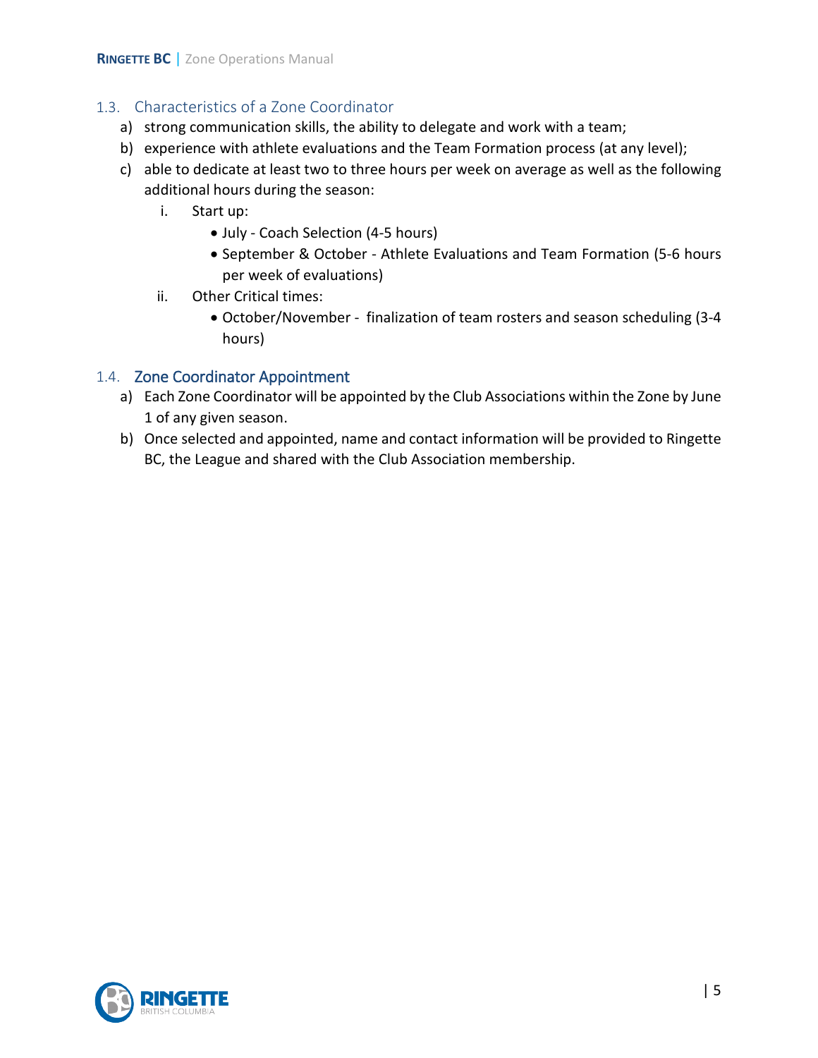### 1.3. Characteristics of a Zone Coordinator

a) strong communication skills, the ability to delegate and work with a team;
b) experience with athlete evaluations and the Team Formation process (at any level);
c) able to dedicate at least two to three hours per week on average as well as the following additional hours during the season:
   i. Start up:
      - July - Coach Selection (4-5 hours)
      - September & October - Athlete Evaluations and Team Formation (5-6 hours per week of evaluations)
   ii. Other Critical times:
      - October/November - finalization of team rosters and season scheduling (3-4 hours)

### 1.4. Zone Coordinator Appointment

a) Each Zone Coordinator will be appointed by the Club Associations within the Zone by June 1 of any given season.
b) Once selected and appointed, name and contact information will be provided to Ringette BC, the League and shared with the Club Association membership.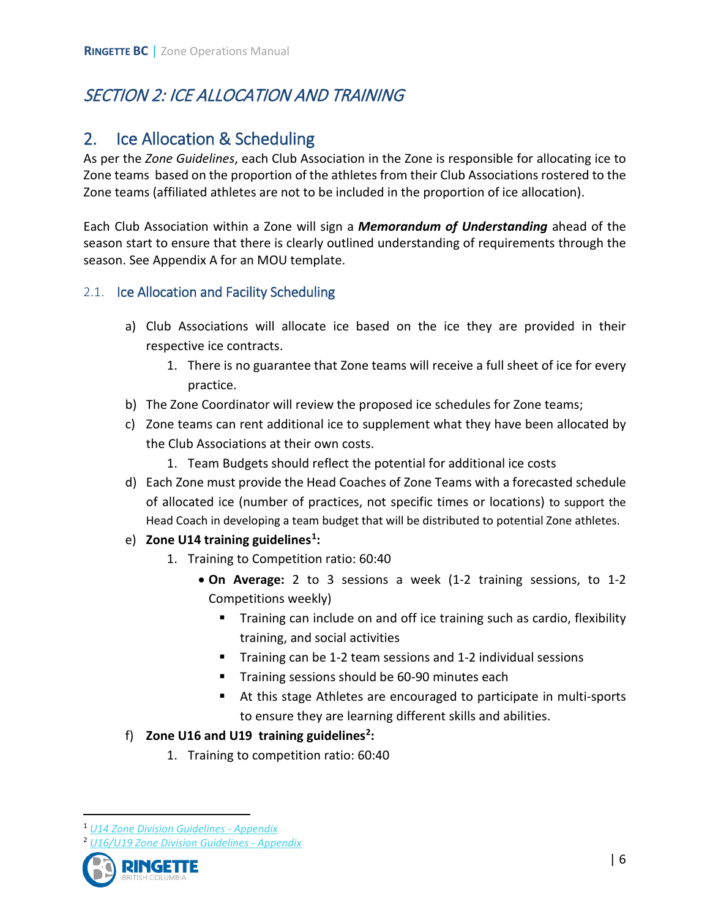# *SECTION 2: ICE ALLOCATION AND TRAINING*

## 2. Ice Allocation & Scheduling

As per the *Zone Guidelines*, each Club Association in the Zone is responsible for allocating ice to Zone teams based on the proportion of the athletes from their Club Associations rostered to the Zone teams (affiliated athletes are not to be included in the proportion of ice allocation).

Each Club Association within a Zone will sign a ***Memorandum of Understanding*** ahead of the season start to ensure that there is clearly outlined understanding of requirements through the season. See Appendix A for an MOU template.

### 2.1. Ice Allocation and Facility Scheduling

a) Club Associations will allocate ice based on the ice they are provided in their respective ice contracts.
   1. There is no guarantee that Zone teams will receive a full sheet of ice for every practice.

b) The Zone Coordinator will review the proposed ice schedules for Zone teams;

c) Zone teams can rent additional ice to supplement what they have been allocated by the Club Associations at their own costs.
   1. Team Budgets should reflect the potential for additional ice costs

d) Each Zone must provide the Head Coaches of Zone Teams with a forecasted schedule of allocated ice (number of practices, not specific times or locations) to support the Head Coach in developing a team budget that will be distributed to potential Zone athletes.

e) **Zone U14 training guidelines[1]:**
   1. Training to Competition ratio: 60:40
      - **On Average:** 2 to 3 sessions a week (1-2 training sessions, to 1-2 Competitions weekly)
        - Training can include on and off ice training such as cardio, flexibility training, and social activities
        - Training can be 1-2 team sessions and 1-2 individual sessions
        - Training sessions should be 60-90 minutes each
        - At this stage Athletes are encouraged to participate in multi-sports to ensure they are learning different skills and abilities.

f) **Zone U16 and U19 training guidelines[2]:**
   1. Training to competition ratio: 60:40

---

[1] *U14 Zone Division Guidelines - Appendix*

[2] *U16/U19 Zone Division Guidelines - Appendix*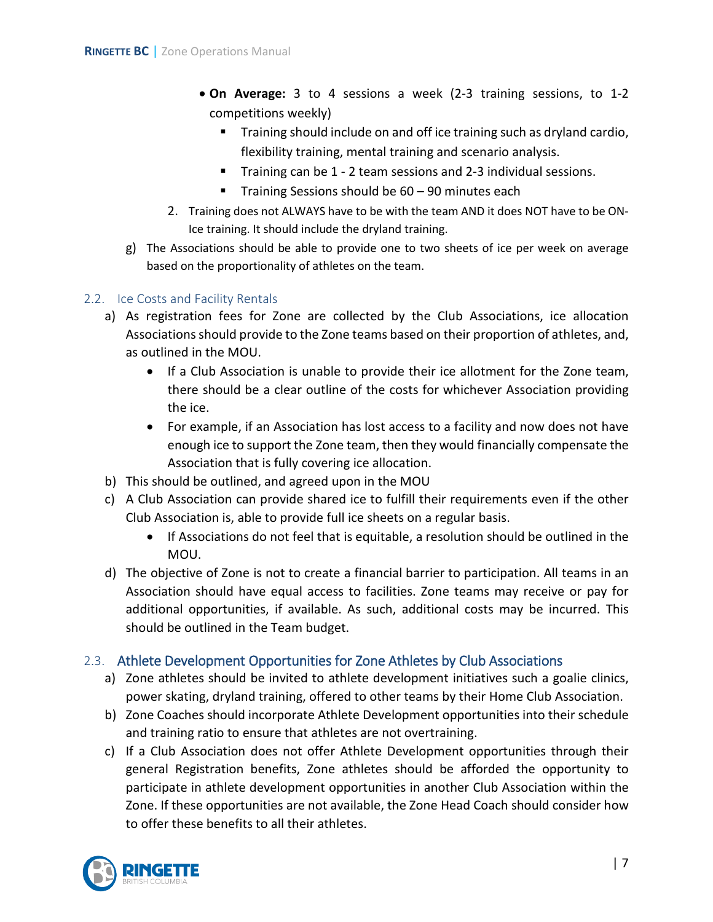- **On Average:** 3 to 4 sessions a week (2-3 training sessions, to 1-2 competitions weekly)
  - Training should include on and off ice training such as dryland cardio, flexibility training, mental training and scenario analysis.
  - Training can be 1 - 2 team sessions and 2-3 individual sessions.
  - Training Sessions should be 60 – 90 minutes each

2. Training does not ALWAYS have to be with the team AND it does NOT have to be ON-Ice training. It should include the dryland training.

g) The Associations should be able to provide one to two sheets of ice per week on average based on the proportionality of athletes on the team.

### 2.2. Ice Costs and Facility Rentals

a) As registration fees for Zone are collected by the Club Associations, ice allocation Associations should provide to the Zone teams based on their proportion of athletes, and, as outlined in the MOU.
   - If a Club Association is unable to provide their ice allotment for the Zone team, there should be a clear outline of the costs for whichever Association providing the ice.
   - For example, if an Association has lost access to a facility and now does not have enough ice to support the Zone team, then they would financially compensate the Association that is fully covering ice allocation.

b) This should be outlined, and agreed upon in the MOU

c) A Club Association can provide shared ice to fulfill their requirements even if the other Club Association is, able to provide full ice sheets on a regular basis.
   - If Associations do not feel that is equitable, a resolution should be outlined in the MOU.

d) The objective of Zone is not to create a financial barrier to participation. All teams in an Association should have equal access to facilities. Zone teams may receive or pay for additional opportunities, if available. As such, additional costs may be incurred. This should be outlined in the Team budget.

### 2.3. Athlete Development Opportunities for Zone Athletes by Club Associations

a) Zone athletes should be invited to athlete development initiatives such a goalie clinics, power skating, dryland training, offered to other teams by their Home Club Association.

b) Zone Coaches should incorporate Athlete Development opportunities into their schedule and training ratio to ensure that athletes are not overtraining.

c) If a Club Association does not offer Athlete Development opportunities through their general Registration benefits, Zone athletes should be afforded the opportunity to participate in athlete development opportunities in another Club Association within the Zone. If these opportunities are not available, the Zone Head Coach should consider how to offer these benefits to all their athletes.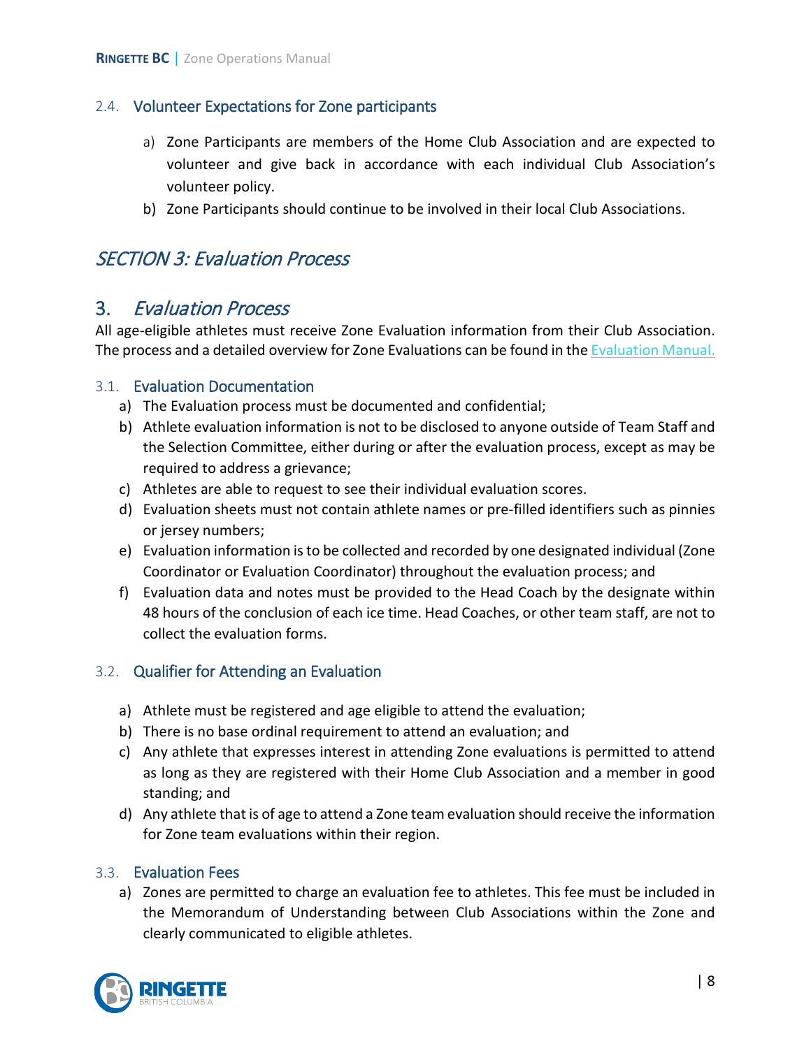### 2.4. Volunteer Expectations for Zone participants

a) Zone Participants are members of the Home Club Association and are expected to volunteer and give back in accordance with each individual Club Association's volunteer policy.

b) Zone Participants should continue to be involved in their local Club Associations.

# *SECTION 3: Evaluation Process*

## 3. *Evaluation Process*

All age-eligible athletes must receive Zone Evaluation information from their Club Association. The process and a detailed overview for Zone Evaluations can be found in the Evaluation Manual.

### 3.1. Evaluation Documentation

a) The Evaluation process must be documented and confidential;

b) Athlete evaluation information is not to be disclosed to anyone outside of Team Staff and the Selection Committee, either during or after the evaluation process, except as may be required to address a grievance;

c) Athletes are able to request to see their individual evaluation scores.

d) Evaluation sheets must not contain athlete names or pre-filled identifiers such as pinnies or jersey numbers;

e) Evaluation information is to be collected and recorded by one designated individual (Zone Coordinator or Evaluation Coordinator) throughout the evaluation process; and

f) Evaluation data and notes must be provided to the Head Coach by the designate within 48 hours of the conclusion of each ice time. Head Coaches, or other team staff, are not to collect the evaluation forms.

### 3.2. Qualifier for Attending an Evaluation

a) Athlete must be registered and age eligible to attend the evaluation;

b) There is no base ordinal requirement to attend an evaluation; and

c) Any athlete that expresses interest in attending Zone evaluations is permitted to attend as long as they are registered with their Home Club Association and a member in good standing; and

d) Any athlete that is of age to attend a Zone team evaluation should receive the information for Zone team evaluations within their region.

### 3.3. Evaluation Fees

a) Zones are permitted to charge an evaluation fee to athletes. This fee must be included in the Memorandum of Understanding between Club Associations within the Zone and clearly communicated to eligible athletes.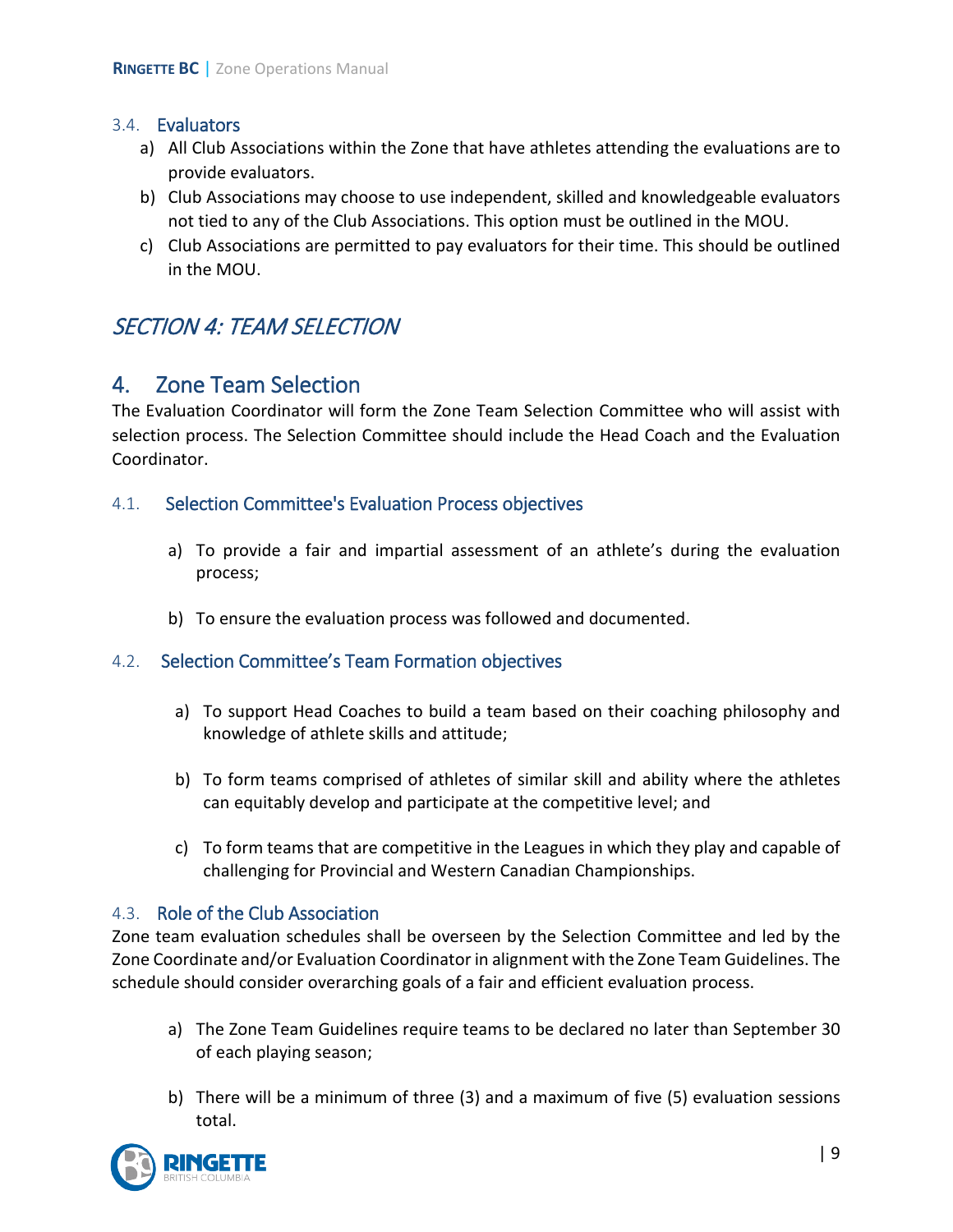### 3.4. Evaluators

a) All Club Associations within the Zone that have athletes attending the evaluations are to provide evaluators.

b) Club Associations may choose to use independent, skilled and knowledgeable evaluators not tied to any of the Club Associations. This option must be outlined in the MOU.

c) Club Associations are permitted to pay evaluators for their time. This should be outlined in the MOU.

# *SECTION 4: TEAM SELECTION*

## 4. Zone Team Selection

The Evaluation Coordinator will form the Zone Team Selection Committee who will assist with selection process. The Selection Committee should include the Head Coach and the Evaluation Coordinator.

### 4.1. Selection Committee's Evaluation Process objectives

a) To provide a fair and impartial assessment of an athlete's during the evaluation process;

b) To ensure the evaluation process was followed and documented.

### 4.2. Selection Committee's Team Formation objectives

a) To support Head Coaches to build a team based on their coaching philosophy and knowledge of athlete skills and attitude;

b) To form teams comprised of athletes of similar skill and ability where the athletes can equitably develop and participate at the competitive level; and

c) To form teams that are competitive in the Leagues in which they play and capable of challenging for Provincial and Western Canadian Championships.

### 4.3. Role of the Club Association

Zone team evaluation schedules shall be overseen by the Selection Committee and led by the Zone Coordinate and/or Evaluation Coordinator in alignment with the Zone Team Guidelines. The schedule should consider overarching goals of a fair and efficient evaluation process.

a) The Zone Team Guidelines require teams to be declared no later than September 30 of each playing season;

b) There will be a minimum of three (3) and a maximum of five (5) evaluation sessions total.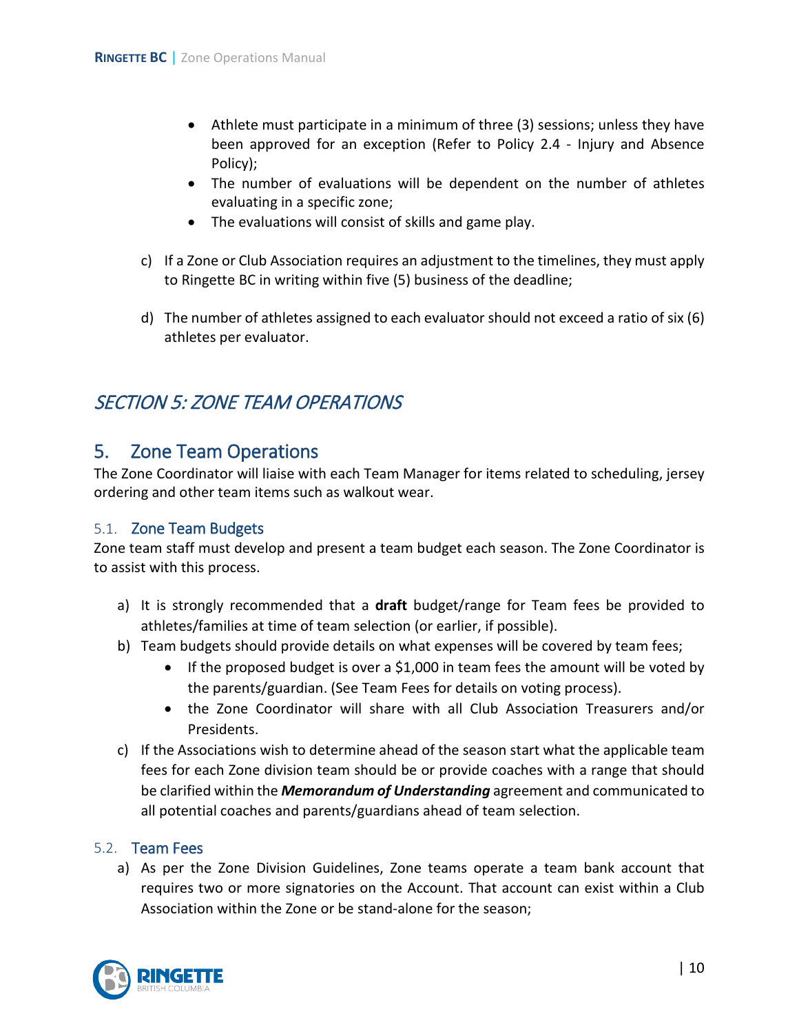- Athlete must participate in a minimum of three (3) sessions; unless they have been approved for an exception (Refer to Policy 2.4 - Injury and Absence Policy);
- The number of evaluations will be dependent on the number of athletes evaluating in a specific zone;
- The evaluations will consist of skills and game play.

c) If a Zone or Club Association requires an adjustment to the timelines, they must apply to Ringette BC in writing within five (5) business of the deadline;

d) The number of athletes assigned to each evaluator should not exceed a ratio of six (6) athletes per evaluator.

# *SECTION 5: ZONE TEAM OPERATIONS*

## 5. Zone Team Operations

The Zone Coordinator will liaise with each Team Manager for items related to scheduling, jersey ordering and other team items such as walkout wear.

### 5.1. Zone Team Budgets

Zone team staff must develop and present a team budget each season. The Zone Coordinator is to assist with this process.

a) It is strongly recommended that a **draft** budget/range for Team fees be provided to athletes/families at time of team selection (or earlier, if possible).

b) Team budgets should provide details on what expenses will be covered by team fees;
   - If the proposed budget is over a $1,000 in team fees the amount will be voted by the parents/guardian. (See Team Fees for details on voting process).
   - the Zone Coordinator will share with all Club Association Treasurers and/or Presidents.

c) If the Associations wish to determine ahead of the season start what the applicable team fees for each Zone division team should be or provide coaches with a range that should be clarified within the ***Memorandum of Understanding*** agreement and communicated to all potential coaches and parents/guardians ahead of team selection.

### 5.2. Team Fees

a) As per the Zone Division Guidelines, Zone teams operate a team bank account that requires two or more signatories on the Account. That account can exist within a Club Association within the Zone or be stand-alone for the season;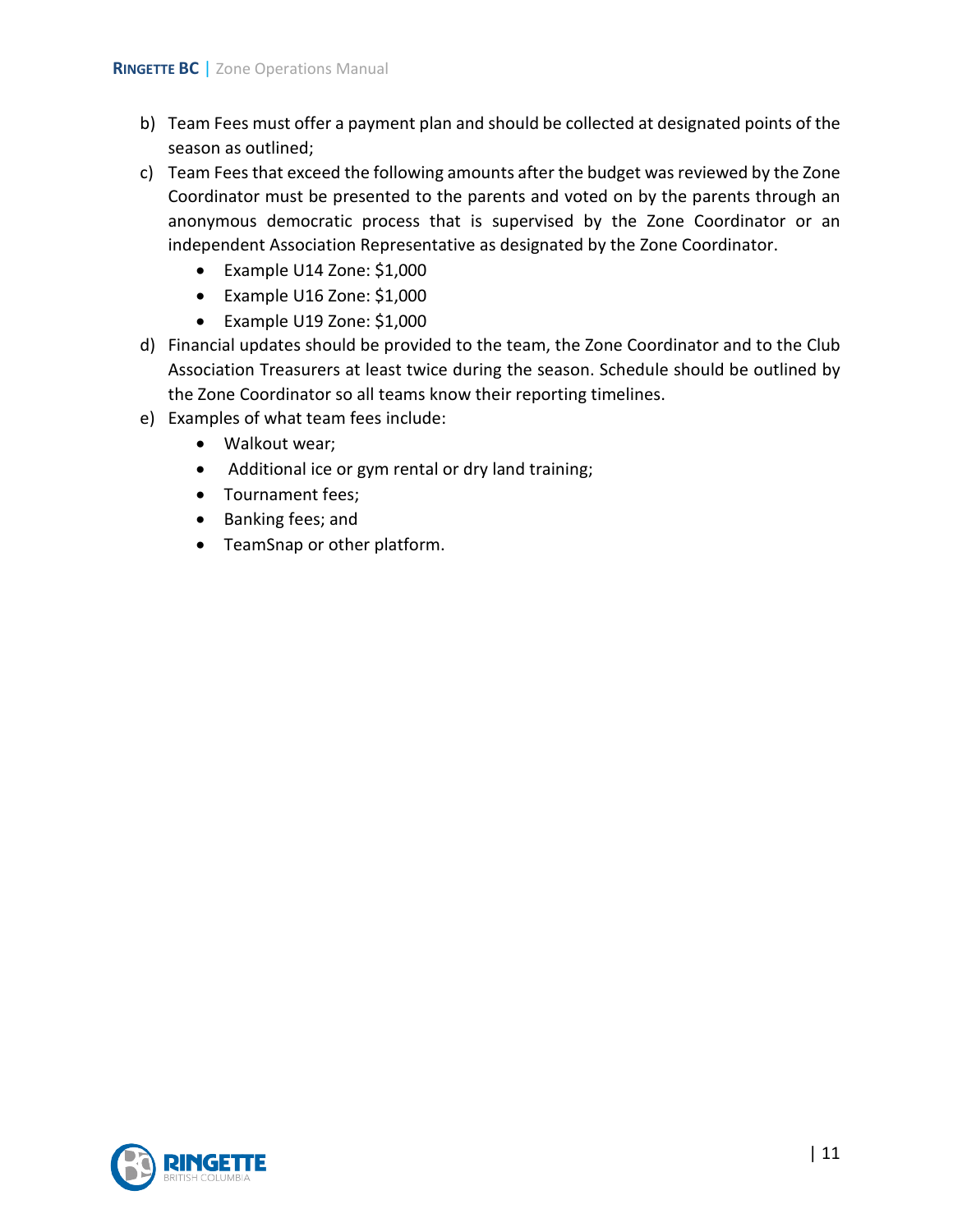b) Team Fees must offer a payment plan and should be collected at designated points of the season as outlined;

c) Team Fees that exceed the following amounts after the budget was reviewed by the Zone Coordinator must be presented to the parents and voted on by the parents through an anonymous democratic process that is supervised by the Zone Coordinator or an independent Association Representative as designated by the Zone Coordinator.
   - Example U14 Zone: $1,000
   - Example U16 Zone: $1,000
   - Example U19 Zone: $1,000

d) Financial updates should be provided to the team, the Zone Coordinator and to the Club Association Treasurers at least twice during the season. Schedule should be outlined by the Zone Coordinator so all teams know their reporting timelines.

e) Examples of what team fees include:
   - Walkout wear;
   - Additional ice or gym rental or dry land training;
   - Tournament fees;
   - Banking fees; and
   - TeamSnap or other platform.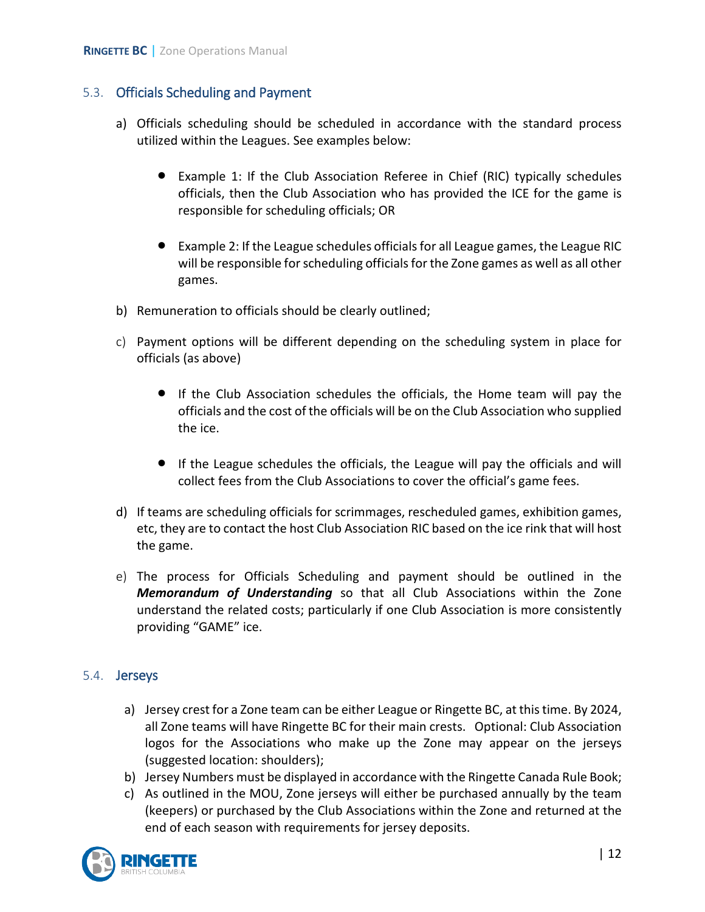### 5.3. Officials Scheduling and Payment

a) Officials scheduling should be scheduled in accordance with the standard process utilized within the Leagues. See examples below:

- Example 1: If the Club Association Referee in Chief (RIC) typically schedules officials, then the Club Association who has provided the ICE for the game is responsible for scheduling officials; OR

- Example 2: If the League schedules officials for all League games, the League RIC will be responsible for scheduling officials for the Zone games as well as all other games.

b) Remuneration to officials should be clearly outlined;

c) Payment options will be different depending on the scheduling system in place for officials (as above)

- If the Club Association schedules the officials, the Home team will pay the officials and the cost of the officials will be on the Club Association who supplied the ice.

- If the League schedules the officials, the League will pay the officials and will collect fees from the Club Associations to cover the official's game fees.

d) If teams are scheduling officials for scrimmages, rescheduled games, exhibition games, etc, they are to contact the host Club Association RIC based on the ice rink that will host the game.

e) The process for Officials Scheduling and payment should be outlined in the ***Memorandum of Understanding*** so that all Club Associations within the Zone understand the related costs; particularly if one Club Association is more consistently providing "GAME" ice.

### 5.4. Jerseys

a) Jersey crest for a Zone team can be either League or Ringette BC, at this time. By 2024, all Zone teams will have Ringette BC for their main crests. Optional: Club Association logos for the Associations who make up the Zone may appear on the jerseys (suggested location: shoulders);

b) Jersey Numbers must be displayed in accordance with the Ringette Canada Rule Book;

c) As outlined in the MOU, Zone jerseys will either be purchased annually by the team (keepers) or purchased by the Club Associations within the Zone and returned at the end of each season with requirements for jersey deposits.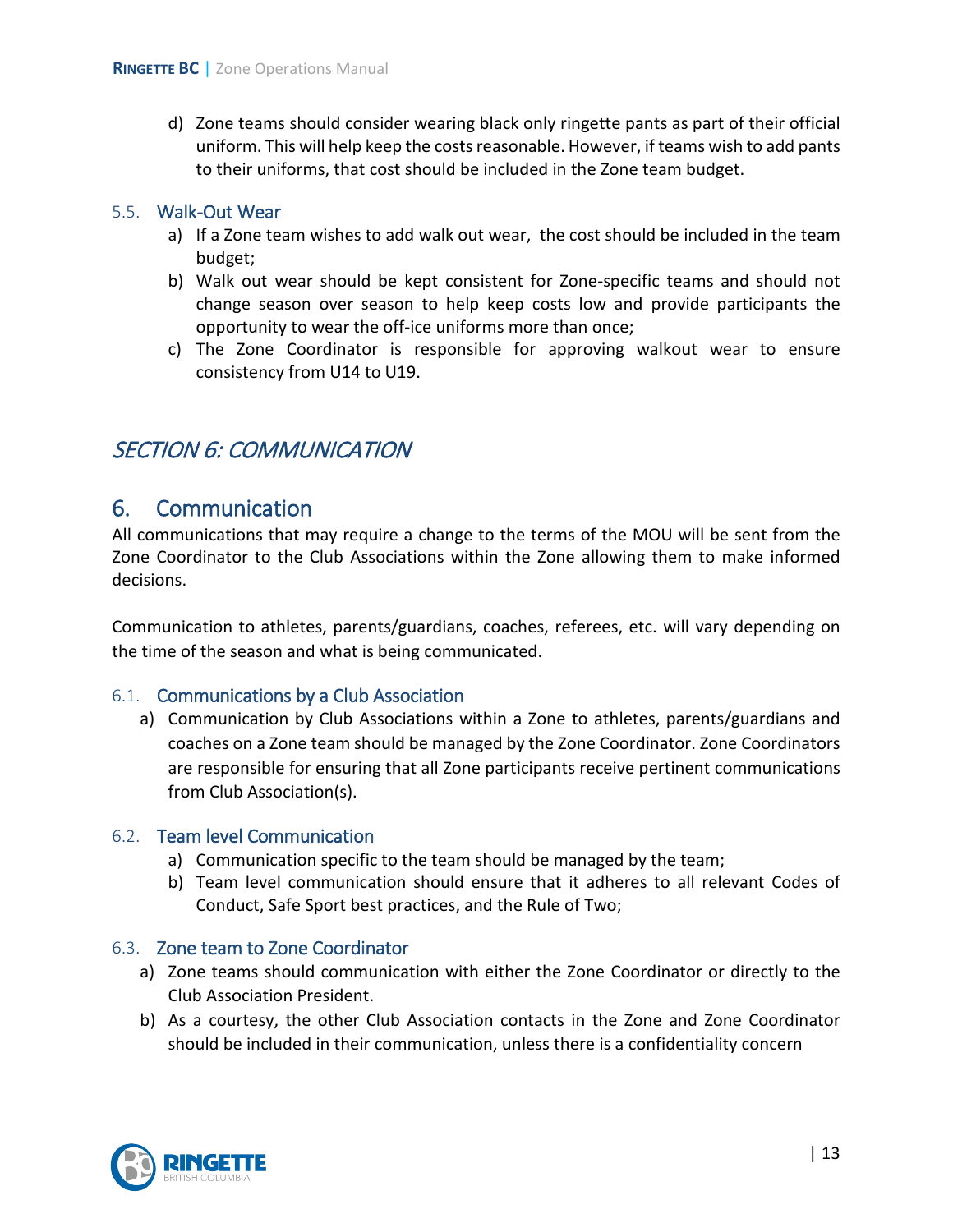d) Zone teams should consider wearing black only ringette pants as part of their official uniform. This will help keep the costs reasonable. However, if teams wish to add pants to their uniforms, that cost should be included in the Zone team budget.

### 5.5. Walk-Out Wear

a) If a Zone team wishes to add walk out wear, the cost should be included in the team budget;

b) Walk out wear should be kept consistent for Zone-specific teams and should not change season over season to help keep costs low and provide participants the opportunity to wear the off-ice uniforms more than once;

c) The Zone Coordinator is responsible for approving walkout wear to ensure consistency from U14 to U19.

# *SECTION 6: COMMUNICATION*

## 6. Communication

All communications that may require a change to the terms of the MOU will be sent from the Zone Coordinator to the Club Associations within the Zone allowing them to make informed decisions.

Communication to athletes, parents/guardians, coaches, referees, etc. will vary depending on the time of the season and what is being communicated.

### 6.1. Communications by a Club Association

a) Communication by Club Associations within a Zone to athletes, parents/guardians and coaches on a Zone team should be managed by the Zone Coordinator. Zone Coordinators are responsible for ensuring that all Zone participants receive pertinent communications from Club Association(s).

### 6.2. Team level Communication

a) Communication specific to the team should be managed by the team;

b) Team level communication should ensure that it adheres to all relevant Codes of Conduct, Safe Sport best practices, and the Rule of Two;

### 6.3. Zone team to Zone Coordinator

a) Zone teams should communication with either the Zone Coordinator or directly to the Club Association President.

b) As a courtesy, the other Club Association contacts in the Zone and Zone Coordinator should be included in their communication, unless there is a confidentiality concern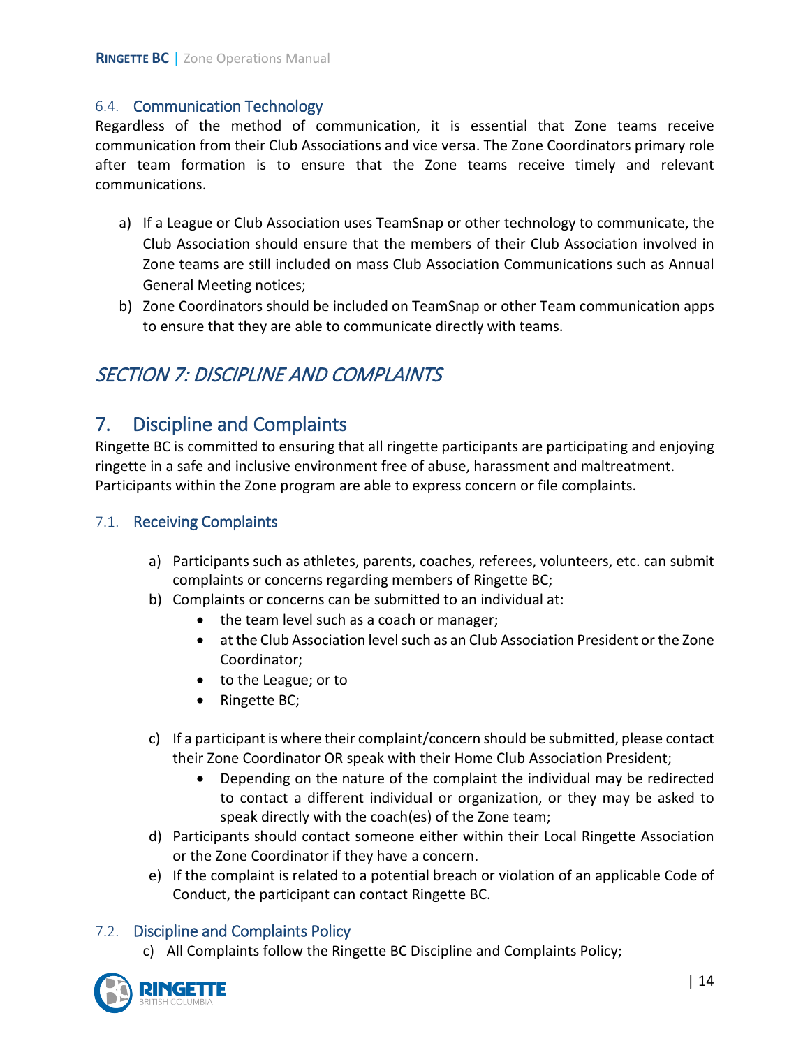### 6.4. Communication Technology

Regardless of the method of communication, it is essential that Zone teams receive communication from their Club Associations and vice versa. The Zone Coordinators primary role after team formation is to ensure that the Zone teams receive timely and relevant communications.

a) If a League or Club Association uses TeamSnap or other technology to communicate, the Club Association should ensure that the members of their Club Association involved in Zone teams are still included on mass Club Association Communications such as Annual General Meeting notices;
b) Zone Coordinators should be included on TeamSnap or other Team communication apps to ensure that they are able to communicate directly with teams.

# *SECTION 7: DISCIPLINE AND COMPLAINTS*

## 7. Discipline and Complaints

Ringette BC is committed to ensuring that all ringette participants are participating and enjoying ringette in a safe and inclusive environment free of abuse, harassment and maltreatment. Participants within the Zone program are able to express concern or file complaints.

### 7.1. Receiving Complaints

a) Participants such as athletes, parents, coaches, referees, volunteers, etc. can submit complaints or concerns regarding members of Ringette BC;
b) Complaints or concerns can be submitted to an individual at:
    - the team level such as a coach or manager;
    - at the Club Association level such as an Club Association President or the Zone Coordinator;
    - to the League; or to
    - Ringette BC;
c) If a participant is where their complaint/concern should be submitted, please contact their Zone Coordinator OR speak with their Home Club Association President;
    - Depending on the nature of the complaint the individual may be redirected to contact a different individual or organization, or they may be asked to speak directly with the coach(es) of the Zone team;
d) Participants should contact someone either within their Local Ringette Association or the Zone Coordinator if they have a concern.
e) If the complaint is related to a potential breach or violation of an applicable Code of Conduct, the participant can contact Ringette BC.

### 7.2. Discipline and Complaints Policy

c) All Complaints follow the Ringette BC Discipline and Complaints Policy;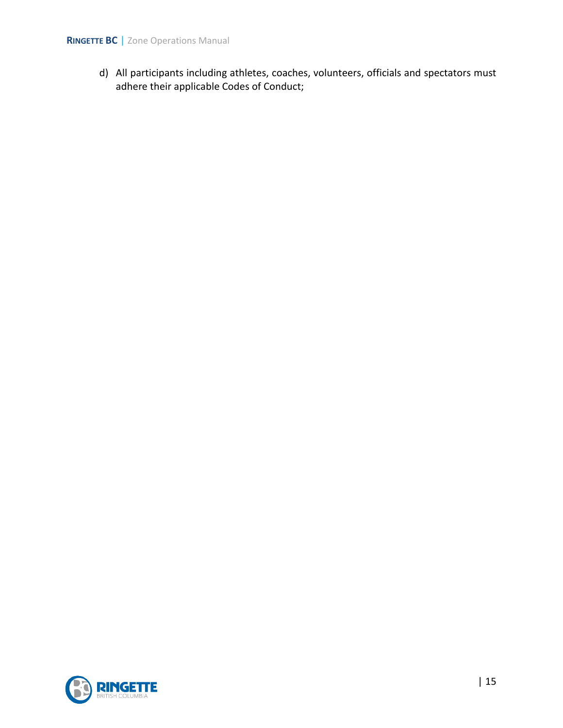d) All participants including athletes, coaches, volunteers, officials and spectators must adhere their applicable Codes of Conduct;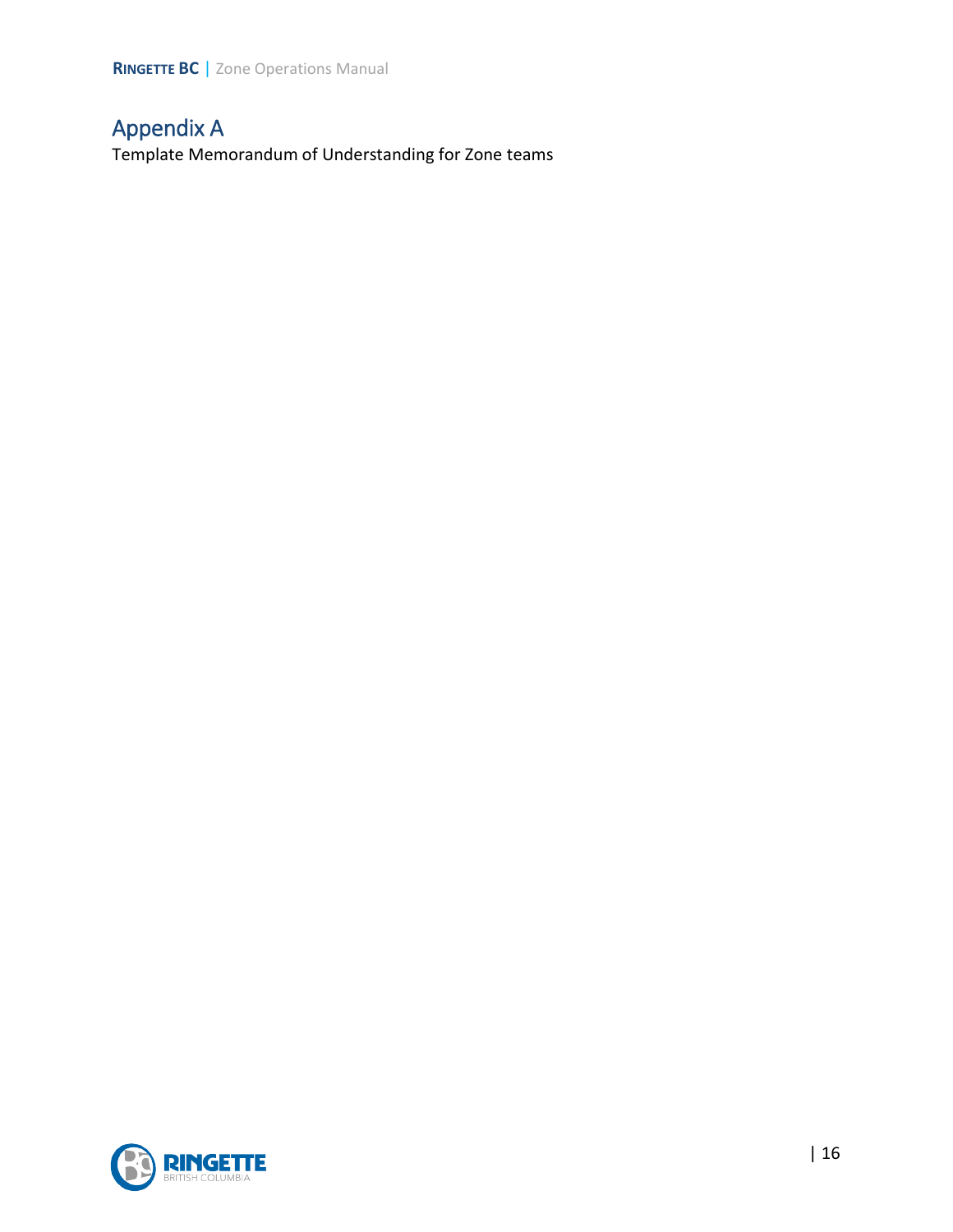# Appendix A

Template Memorandum of Understanding for Zone teams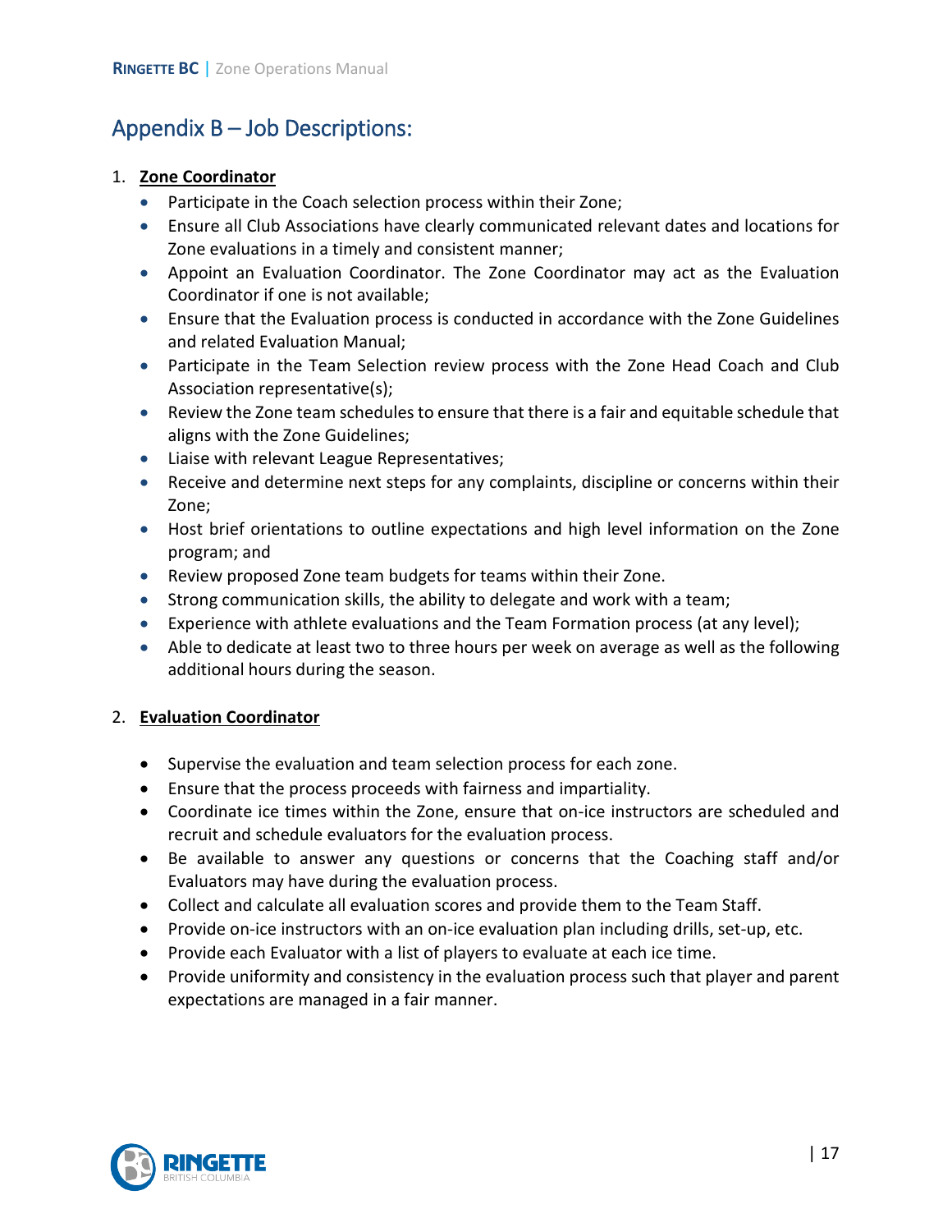# Appendix B – Job Descriptions:

1. **Zone Coordinator**
    - Participate in the Coach selection process within their Zone;
    - Ensure all Club Associations have clearly communicated relevant dates and locations for Zone evaluations in a timely and consistent manner;
    - Appoint an Evaluation Coordinator. The Zone Coordinator may act as the Evaluation Coordinator if one is not available;
    - Ensure that the Evaluation process is conducted in accordance with the Zone Guidelines and related Evaluation Manual;
    - Participate in the Team Selection review process with the Zone Head Coach and Club Association representative(s);
    - Review the Zone team schedules to ensure that there is a fair and equitable schedule that aligns with the Zone Guidelines;
    - Liaise with relevant League Representatives;
    - Receive and determine next steps for any complaints, discipline or concerns within their Zone;
    - Host brief orientations to outline expectations and high level information on the Zone program; and
    - Review proposed Zone team budgets for teams within their Zone.
    - Strong communication skills, the ability to delegate and work with a team;
    - Experience with athlete evaluations and the Team Formation process (at any level);
    - Able to dedicate at least two to three hours per week on average as well as the following additional hours during the season.

2. **Evaluation Coordinator**
    - Supervise the evaluation and team selection process for each zone.
    - Ensure that the process proceeds with fairness and impartiality.
    - Coordinate ice times within the Zone, ensure that on-ice instructors are scheduled and recruit and schedule evaluators for the evaluation process.
    - Be available to answer any questions or concerns that the Coaching staff and/or Evaluators may have during the evaluation process.
    - Collect and calculate all evaluation scores and provide them to the Team Staff.
    - Provide on-ice instructors with an on-ice evaluation plan including drills, set-up, etc.
    - Provide each Evaluator with a list of players to evaluate at each ice time.
    - Provide uniformity and consistency in the evaluation process such that player and parent expectations are managed in a fair manner.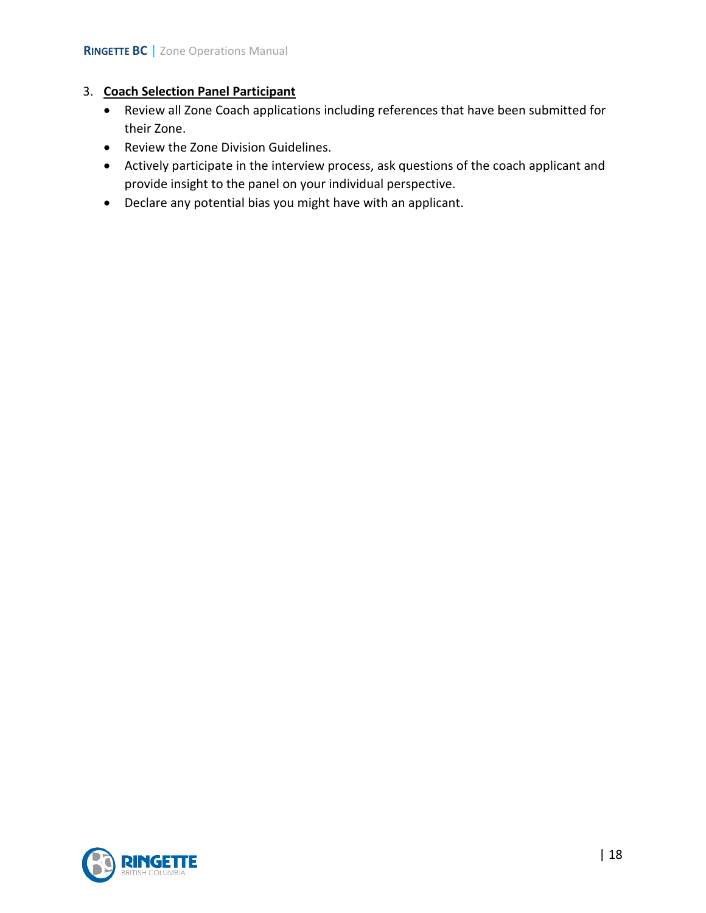3. **Coach Selection Panel Participant**
   - Review all Zone Coach applications including references that have been submitted for their Zone.
   - Review the Zone Division Guidelines.
   - Actively participate in the interview process, ask questions of the coach applicant and provide insight to the panel on your individual perspective.
   - Declare any potential bias you might have with an applicant.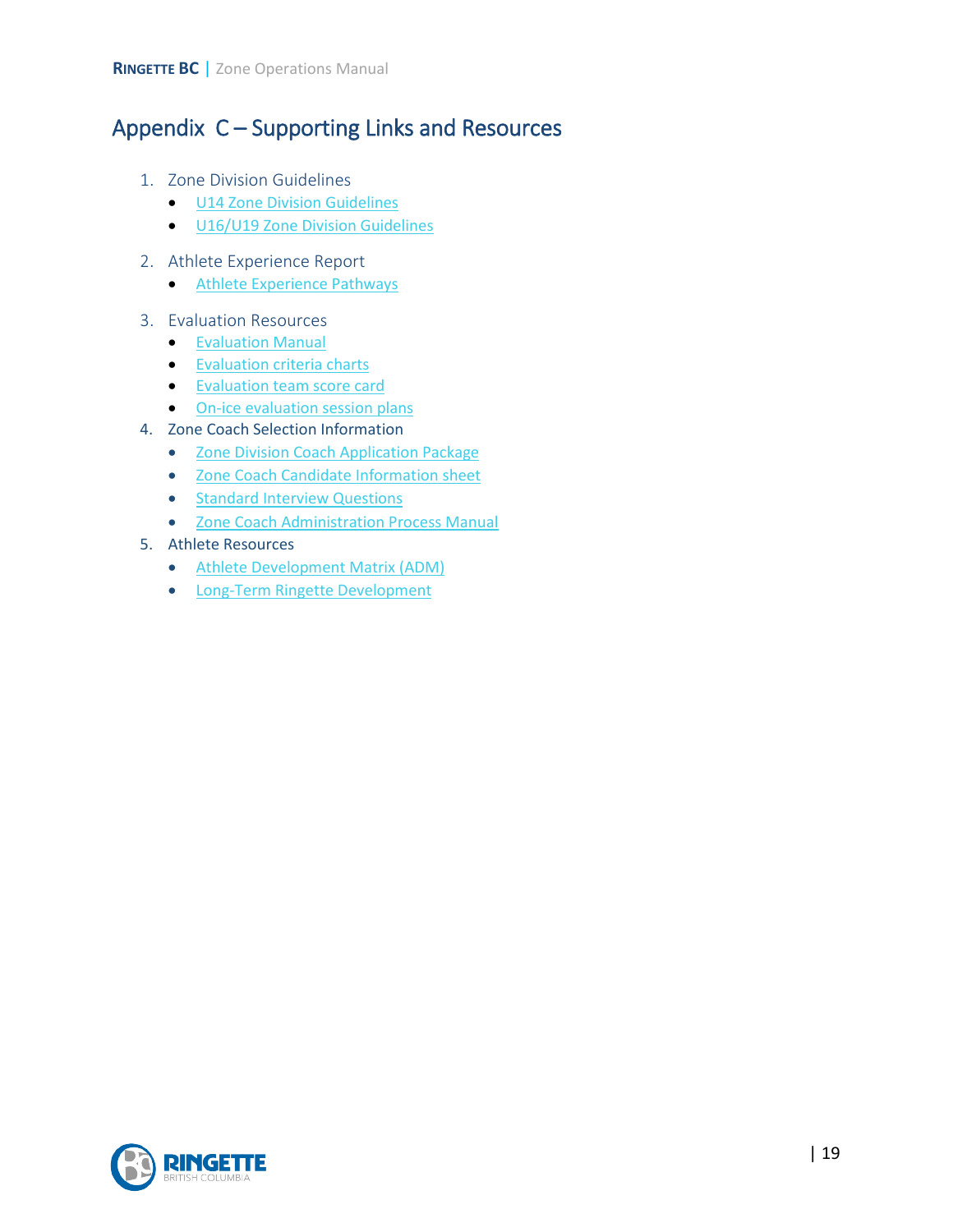# Appendix C – Supporting Links and Resources

1. Zone Division Guidelines
   - U14 Zone Division Guidelines
   - U16/U19 Zone Division Guidelines
2. Athlete Experience Report
   - Athlete Experience Pathways
3. Evaluation Resources
   - Evaluation Manual
   - Evaluation criteria charts
   - Evaluation team score card
   - On-ice evaluation session plans
4. Zone Coach Selection Information
   - Zone Division Coach Application Package
   - Zone Coach Candidate Information sheet
   - Standard Interview Questions
   - Zone Coach Administration Process Manual
5. Athlete Resources
   - Athlete Development Matrix (ADM)
   - Long-Term Ringette Development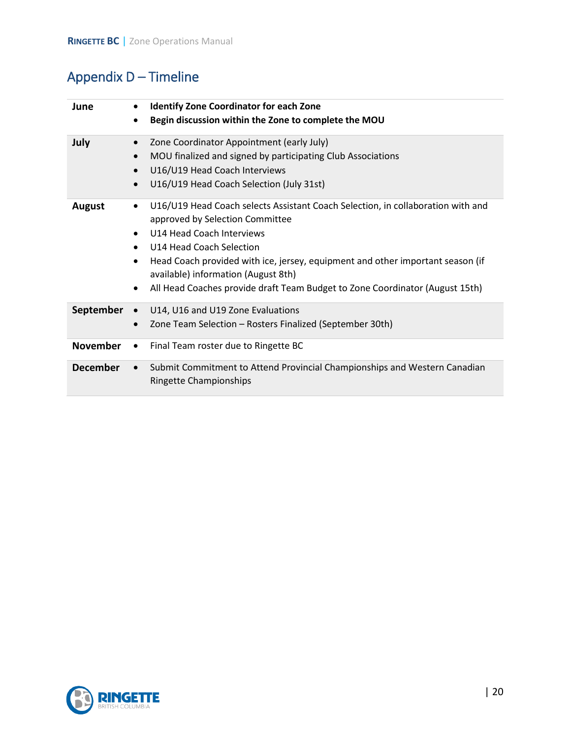## Appendix D – Timeline

| Month | Activities |
| --- | --- |
| **June** | • **Identify Zone Coordinator for each Zone**<br>• **Begin discussion within the Zone to complete the MOU** |
| **July** | • Zone Coordinator Appointment (early July)<br>• MOU finalized and signed by participating Club Associations<br>• U16/U19 Head Coach Interviews<br>• U16/U19 Head Coach Selection (July 31st) |
| **August** | • U16/U19 Head Coach selects Assistant Coach Selection, in collaboration with and approved by Selection Committee<br>• U14 Head Coach Interviews<br>• U14 Head Coach Selection<br>• Head Coach provided with ice, jersey, equipment and other important season (if available) information (August 8th)<br>• All Head Coaches provide draft Team Budget to Zone Coordinator (August 15th) |
| **September** | • U14, U16 and U19 Zone Evaluations<br>• Zone Team Selection – Rosters Finalized (September 30th) |
| **November** | • Final Team roster due to Ringette BC |
| **December** | • Submit Commitment to Attend Provincial Championships and Western Canadian Ringette Championships |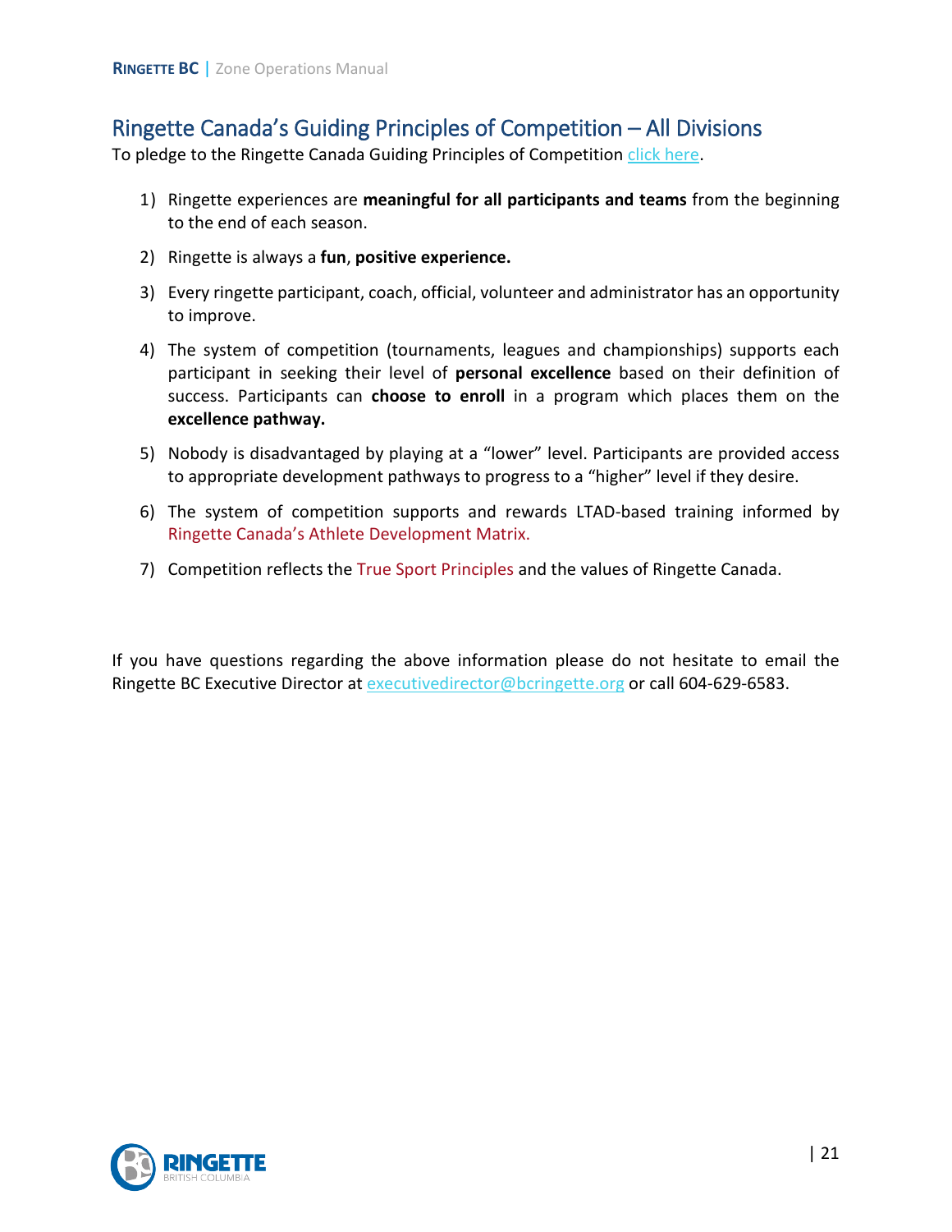## Ringette Canada's Guiding Principles of Competition – All Divisions

To pledge to the Ringette Canada Guiding Principles of Competition click here.

1) Ringette experiences are **meaningful for all participants and teams** from the beginning to the end of each season.
2) Ringette is always a **fun**, **positive experience.**
3) Every ringette participant, coach, official, volunteer and administrator has an opportunity to improve.
4) The system of competition (tournaments, leagues and championships) supports each participant in seeking their level of **personal excellence** based on their definition of success. Participants can **choose to enroll** in a program which places them on the **excellence pathway.**
5) Nobody is disadvantaged by playing at a "lower" level. Participants are provided access to appropriate development pathways to progress to a "higher" level if they desire.
6) The system of competition supports and rewards LTAD-based training informed by Ringette Canada's Athlete Development Matrix.
7) Competition reflects the True Sport Principles and the values of Ringette Canada.

If you have questions regarding the above information please do not hesitate to email the Ringette BC Executive Director at executivedirector@bcringette.org or call 604-629-6583.